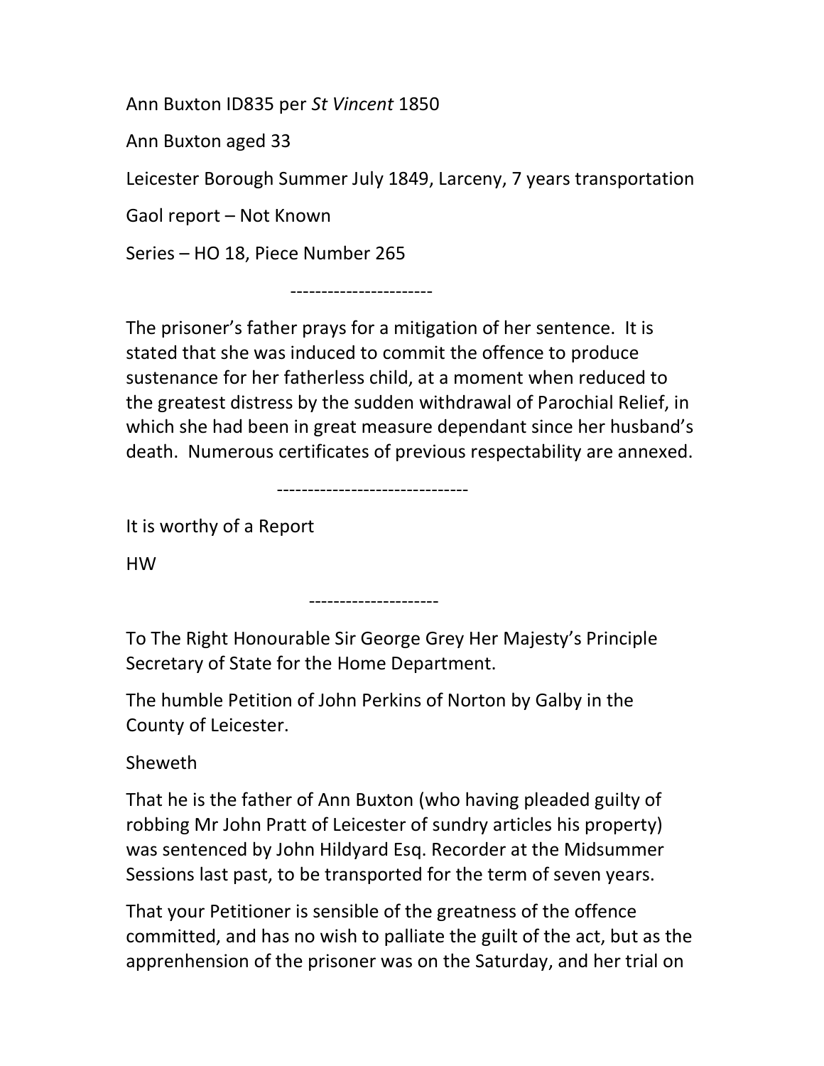Ann Buxton ID835 per *St Vincent* 1850

Ann Buxton aged 33

Leicester Borough Summer July 1849, Larceny, 7 years transportation

Gaol report – Not Known

Series – HO 18, Piece Number 265

----------------------

The prisoner's father prays for a mitigation of her sentence. It is stated that she was induced to commit the offence to produce sustenance for her fatherless child, at a moment when reduced to the greatest distress by the sudden withdrawal of Parochial Relief, in which she had been in great measure dependant since her husband's death. Numerous certificates of previous respectability are annexed.

-------------------------------

It is worthy of a Report

HW

---------------------

To The Right Honourable Sir George Grey Her Majesty's Principle Secretary of State for the Home Department.

The humble Petition of John Perkins of Norton by Galby in the County of Leicester.

Sheweth

That he is the father of Ann Buxton (who having pleaded guilty of robbing Mr John Pratt of Leicester of sundry articles his property) was sentenced by John Hildyard Esq. Recorder at the Midsummer Sessions last past, to be transported for the term of seven years.

That your Petitioner is sensible of the greatness of the offence committed, and has no wish to palliate the guilt of the act, but as the apprenhension of the prisoner was on the Saturday, and her trial on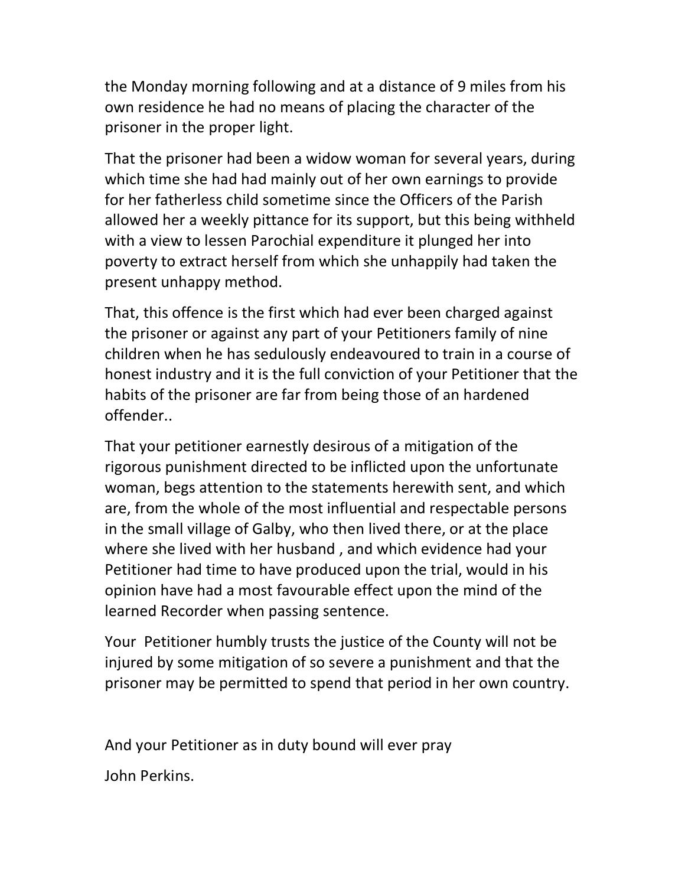the Monday morning following and at a distance of 9 miles from his own residence he had no means of placing the character of the prisoner in the proper light.

That the prisoner had been a widow woman for several years, during which time she had had mainly out of her own earnings to provide for her fatherless child sometime since the Officers of the Parish allowed her a weekly pittance for its support, but this being withheld with a view to lessen Parochial expenditure it plunged her into poverty to extract herself from which she unhappily had taken the present unhappy method.

That, this offence is the first which had ever been charged against the prisoner or against any part of your Petitioners family of nine children when he has sedulously endeavoured to train in a course of honest industry and it is the full conviction of your Petitioner that the habits of the prisoner are far from being those of an hardened offender..

That your petitioner earnestly desirous of a mitigation of the rigorous punishment directed to be inflicted upon the unfortunate woman, begs attention to the statements herewith sent, and which are, from the whole of the most influential and respectable persons in the small village of Galby, who then lived there, or at the place where she lived with her husband , and which evidence had your Petitioner had time to have produced upon the trial, would in his opinion have had a most favourable effect upon the mind of the learned Recorder when passing sentence.

Your Petitioner humbly trusts the justice of the County will not be injured by some mitigation of so severe a punishment and that the prisoner may be permitted to spend that period in her own country.

And your Petitioner as in duty bound will ever pray

John Perkins.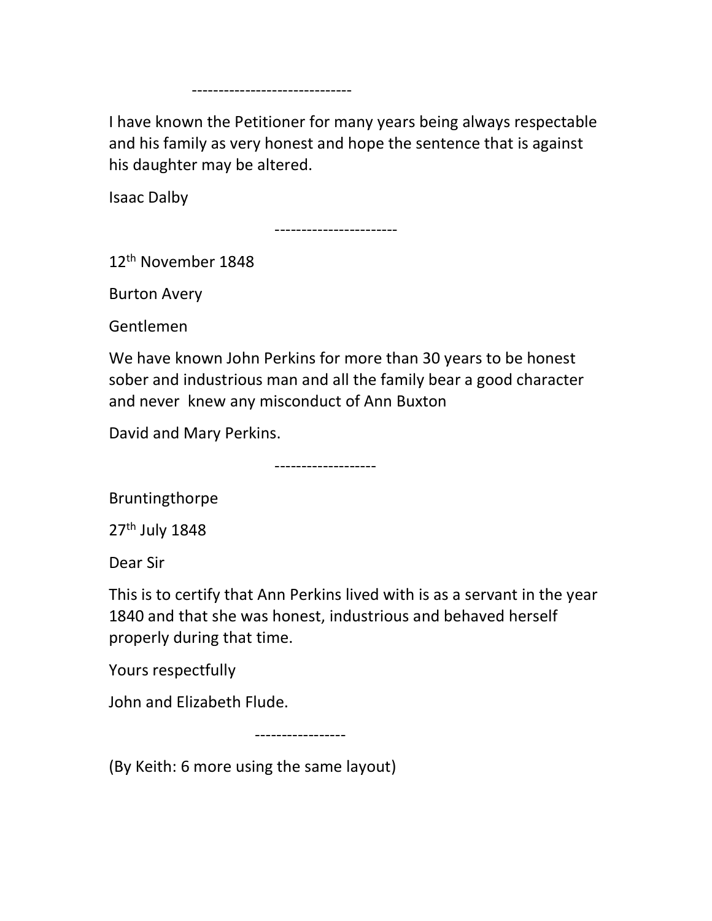------------------------------

I have known the Petitioner for many years being always respectable and his family as very honest and hope the sentence that is against his daughter may be altered.

Isaac Dalby

-----------------------

12th November 1848

Burton Avery

Gentlemen

We have known John Perkins for more than 30 years to be honest sober and industrious man and all the family bear a good character and never knew any misconduct of Ann Buxton

David and Mary Perkins.

-------------------

Bruntingthorpe

27th July 1848

Dear Sir

This is to certify that Ann Perkins lived with is as a servant in the year 1840 and that she was honest, industrious and behaved herself properly during that time.

Yours respectfully

John and Elizabeth Flude.

-----------------

(By Keith: 6 more using the same layout)